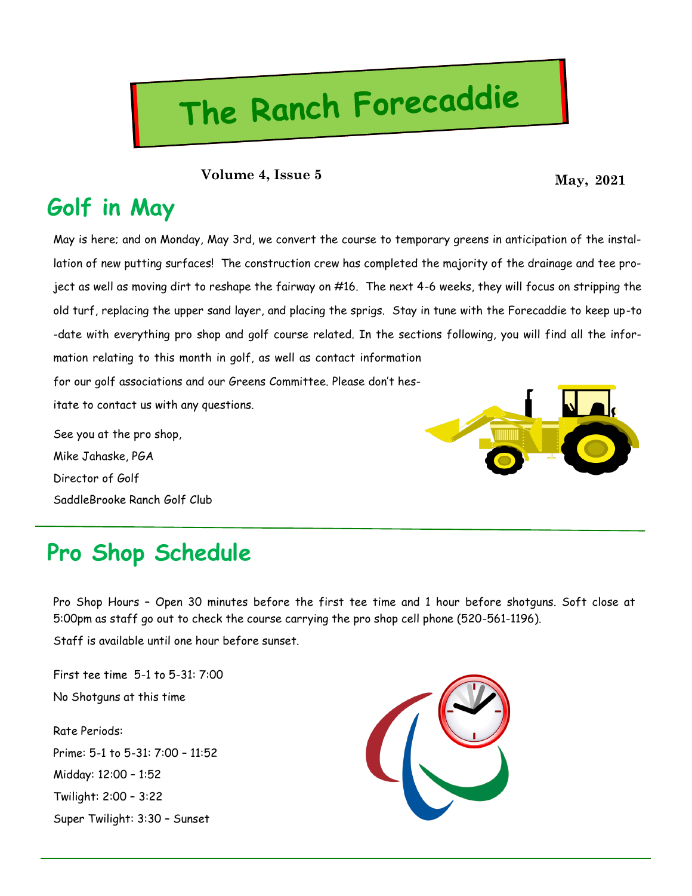# The Ranch Forecaddie

**Volume 4, Issue 5** **May, 2021**

## Golf in May

May is here; and on Monday, May 3rd, we convert the course to temporary greens in anticipation of the installation of new putting surfaces! The construction crew has completed the majority of the drainage and tee project as well as moving dirt to reshape the fairway on #16. The next 4-6 weeks, they will focus on stripping the old turf, replacing the upper sand layer, and placing the sprigs. Stay in tune with the Forecaddie to keep up-to-date with everything pro shop and golf course related. In the sections following, you will find all the information relating to this month in golf, as well as contact information for our golf associations and our Greens Committee. Please don't hesitate to contact us with any questions.

See you at the pro shop,
Mike Jahaske, PGA
Director of Golf
SaddleBrooke Ranch Golf Club

## Pro Shop Schedule

Pro Shop Hours – Open 30 minutes before the first tee time and 1 hour before shotguns. Soft close at 5:00pm as staff go out to check the course carrying the pro shop cell phone (520-561-1196).

Staff is available until one hour before sunset.

First tee time 5-1 to 5-31: 7:00
No Shotguns at this time

Rate Periods:
Prime: 5-1 to 5-31: 7:00 – 11:52
Midday: 12:00 – 1:52
Twilight: 2:00 – 3:22
Super Twilight: 3:30 – Sunset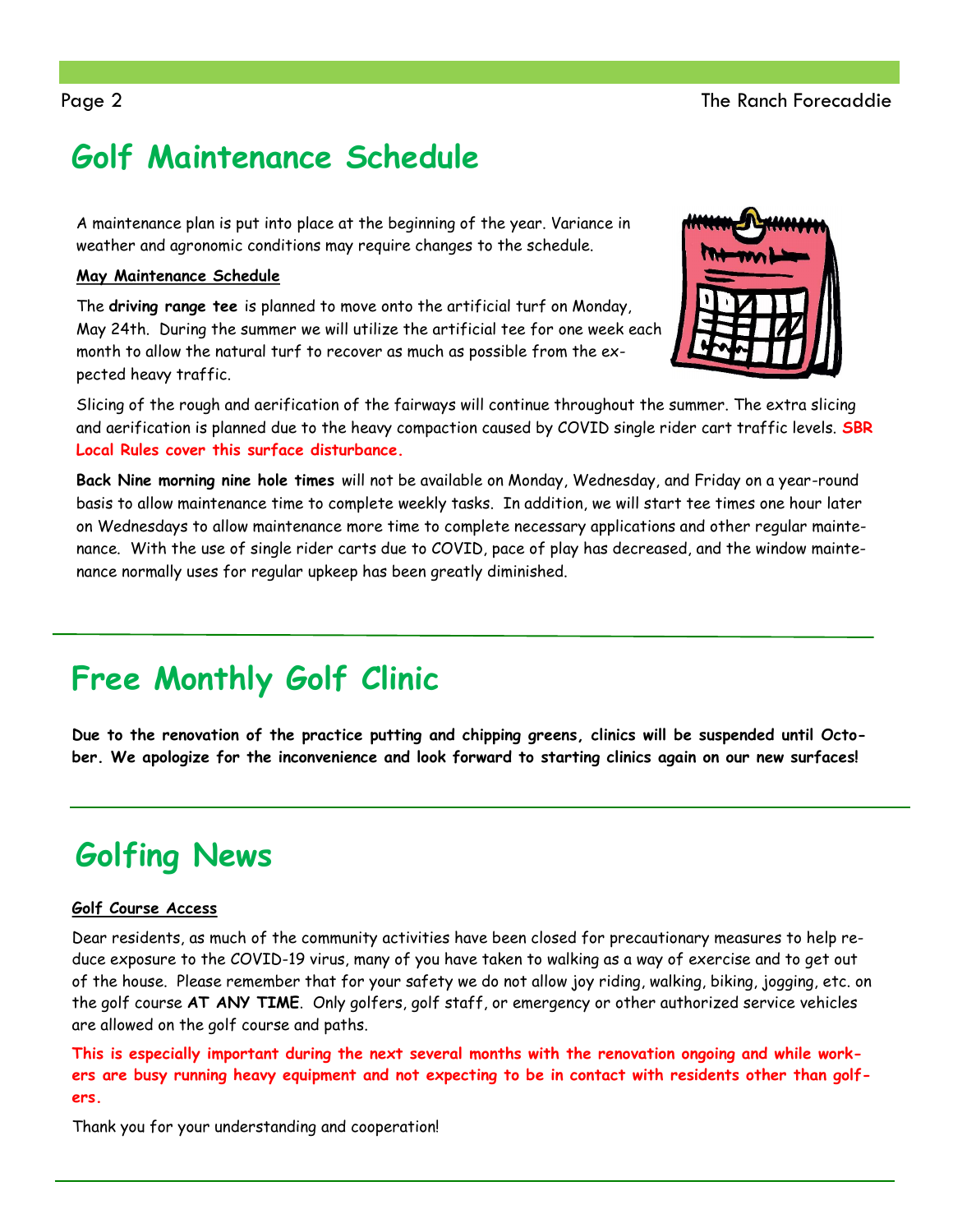# Golf Maintenance Schedule

A maintenance plan is put into place at the beginning of the year. Variance in weather and agronomic conditions may require changes to the schedule.

**May Maintenance Schedule**

The **driving range tee** is planned to move onto the artificial turf on Monday, May 24th. During the summer we will utilize the artificial tee for one week each month to allow the natural turf to recover as much as possible from the expected heavy traffic.

Slicing of the rough and aerification of the fairways will continue throughout the summer. The extra slicing and aerification is planned due to the heavy compaction caused by COVID single rider cart traffic levels. **SBR Local Rules cover this surface disturbance.**

**Back Nine morning nine hole times** will not be available on Monday, Wednesday, and Friday on a year-round basis to allow maintenance time to complete weekly tasks. In addition, we will start tee times one hour later on Wednesdays to allow maintenance more time to complete necessary applications and other regular maintenance. With the use of single rider carts due to COVID, pace of play has decreased, and the window maintenance normally uses for regular upkeep has been greatly diminished.

# Free Monthly Golf Clinic

**Due to the renovation of the practice putting and chipping greens, clinics will be suspended until October. We apologize for the inconvenience and look forward to starting clinics again on our new surfaces!**

# Golfing News

**Golf Course Access**

Dear residents, as much of the community activities have been closed for precautionary measures to help reduce exposure to the COVID-19 virus, many of you have taken to walking as a way of exercise and to get out of the house. Please remember that for your safety we do not allow joy riding, walking, biking, jogging, etc. on the golf course **AT ANY TIME**. Only golfers, golf staff, or emergency or other authorized service vehicles are allowed on the golf course and paths.

**This is especially important during the next several months with the renovation ongoing and while workers are busy running heavy equipment and not expecting to be in contact with residents other than golfers.**

Thank you for your understanding and cooperation!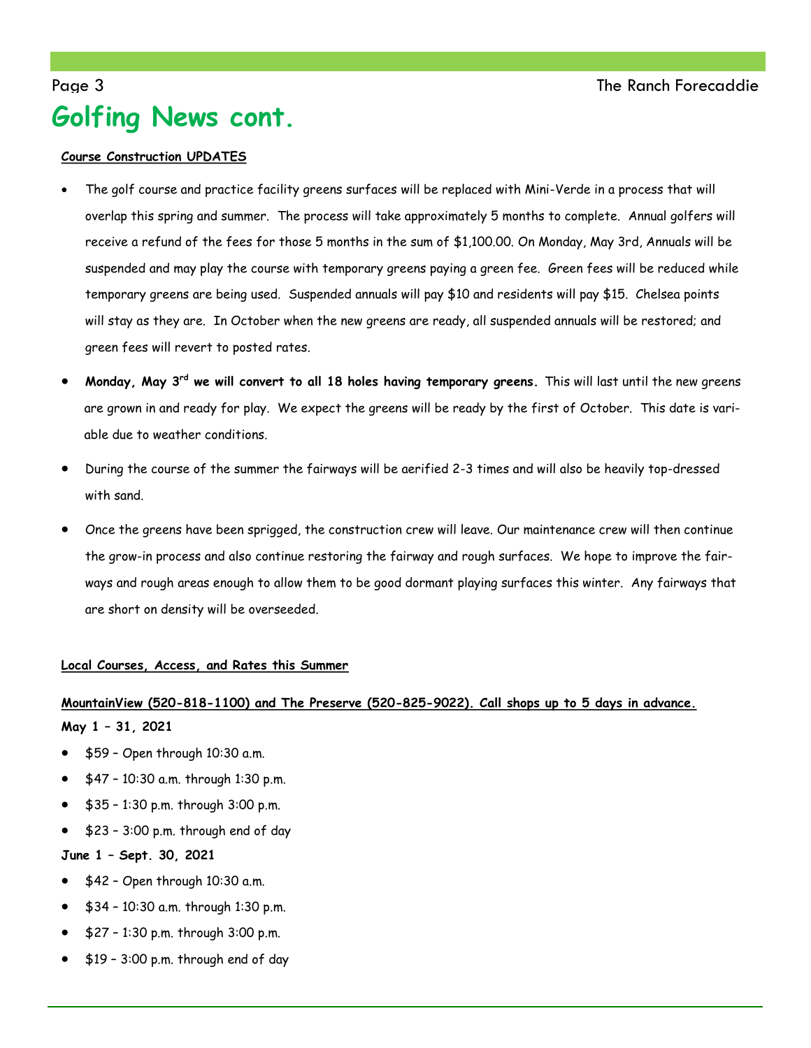# Golfing News cont.

**Course Construction UPDATES**

- The golf course and practice facility greens surfaces will be replaced with Mini-Verde in a process that will overlap this spring and summer. The process will take approximately 5 months to complete. Annual golfers will receive a refund of the fees for those 5 months in the sum of $1,100.00. On Monday, May 3rd, Annuals will be suspended and may play the course with temporary greens paying a green fee. Green fees will be reduced while temporary greens are being used. Suspended annuals will pay $10 and residents will pay $15. Chelsea points will stay as they are. In October when the new greens are ready, all suspended annuals will be restored; and green fees will revert to posted rates.
- **Monday, May 3rd we will convert to all 18 holes having temporary greens.** This will last until the new greens are grown in and ready for play. We expect the greens will be ready by the first of October. This date is variable due to weather conditions.
- During the course of the summer the fairways will be aerified 2-3 times and will also be heavily top-dressed with sand.
- Once the greens have been sprigged, the construction crew will leave. Our maintenance crew will then continue the grow-in process and also continue restoring the fairway and rough surfaces. We hope to improve the fairways and rough areas enough to allow them to be good dormant playing surfaces this winter. Any fairways that are short on density will be overseeded.

**Local Courses, Access, and Rates this Summer**

**MountainView (520-818-1100) and The Preserve (520-825-9022). Call shops up to 5 days in advance.**

**May 1 – 31, 2021**

- $59 – Open through 10:30 a.m.
- $47 – 10:30 a.m. through 1:30 p.m.
- $35 – 1:30 p.m. through 3:00 p.m.
- $23 – 3:00 p.m. through end of day

**June 1 – Sept. 30, 2021**

- $42 – Open through 10:30 a.m.
- $34 – 10:30 a.m. through 1:30 p.m.
- $27 – 1:30 p.m. through 3:00 p.m.
- $19 – 3:00 p.m. through end of day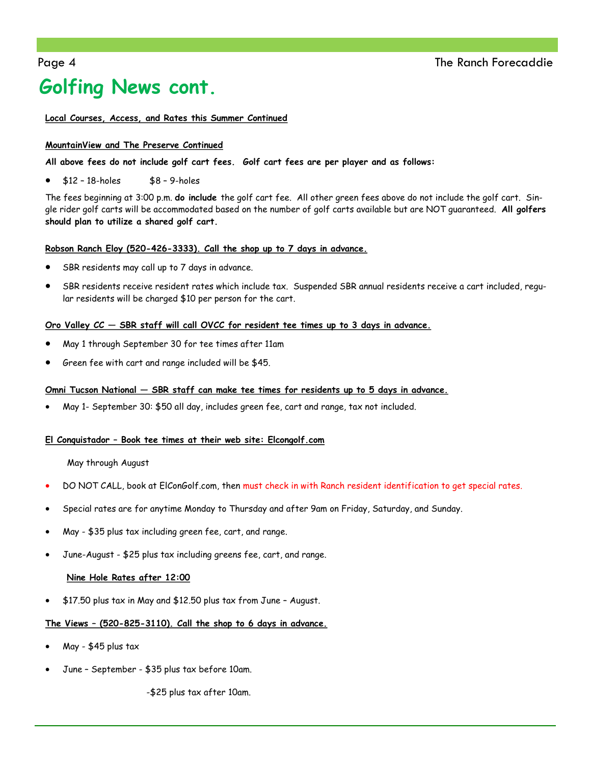# Golfing News cont.

**Local Courses, Access, and Rates this Summer Continued**

**MountainView and The Preserve Continued**

**All above fees do not include golf cart fees. Golf cart fees are per player and as follows:**

- $12 – 18-holes $8 – 9-holes

The fees beginning at 3:00 p.m. **do include** the golf cart fee. All other green fees above do not include the golf cart. Single rider golf carts will be accommodated based on the number of golf carts available but are NOT guaranteed. **All golfers should plan to utilize a shared golf cart.**

**Robson Ranch Eloy (520-426-3333). Call the shop up to 7 days in advance.**

- SBR residents may call up to 7 days in advance.
- SBR residents receive resident rates which include tax. Suspended SBR annual residents receive a cart included, regular residents will be charged $10 per person for the cart.

**Oro Valley CC — SBR staff will call OVCC for resident tee times up to 3 days in advance.**

- May 1 through September 30 for tee times after 11am
- Green fee with cart and range included will be $45.

**Omni Tucson National — SBR staff can make tee times for residents up to 5 days in advance.**

- May 1- September 30: $50 all day, includes green fee, cart and range, tax not included.

**El Conquistador – Book tee times at their web site: Elcongolf.com**

May through August

- DO NOT CALL, book at ElConGolf.com, then must check in with Ranch resident identification to get special rates.
- Special rates are for anytime Monday to Thursday and after 9am on Friday, Saturday, and Sunday.
- May - $35 plus tax including green fee, cart, and range.
- June-August - $25 plus tax including greens fee, cart, and range.

**Nine Hole Rates after 12:00**

- $17.50 plus tax in May and $12.50 plus tax from June – August.

**The Views – (520-825-3110). Call the shop to 6 days in advance.**

- May - $45 plus tax
- June – September - $35 plus tax before 10am.

  -$25 plus tax after 10am.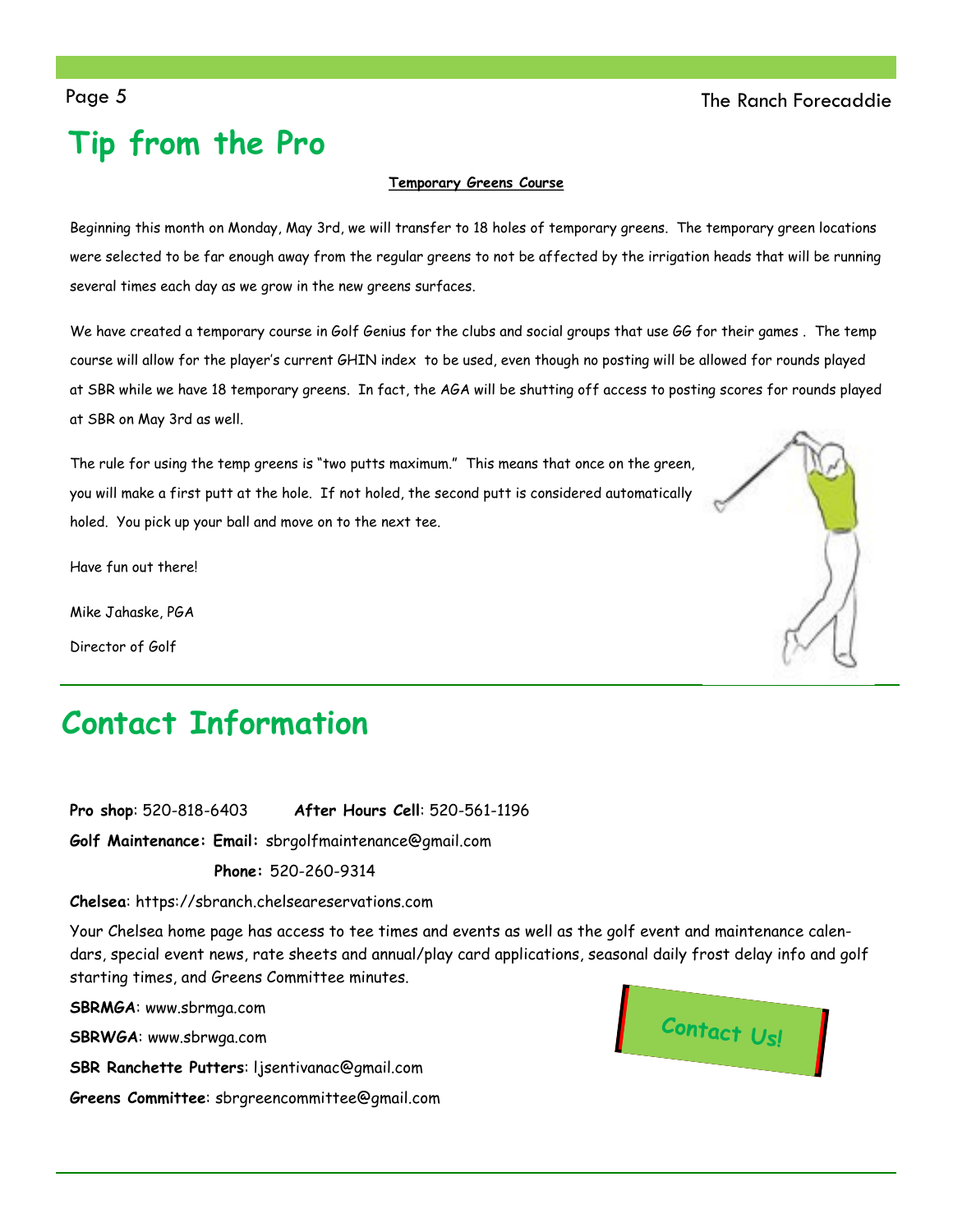# Tip from the Pro

**Temporary Greens Course**

Beginning this month on Monday, May 3rd, we will transfer to 18 holes of temporary greens. The temporary green locations were selected to be far enough away from the regular greens to not be affected by the irrigation heads that will be running several times each day as we grow in the new greens surfaces.

We have created a temporary course in Golf Genius for the clubs and social groups that use GG for their games . The temp course will allow for the player's current GHIN index to be used, even though no posting will be allowed for rounds played at SBR while we have 18 temporary greens. In fact, the AGA will be shutting off access to posting scores for rounds played at SBR on May 3rd as well.

The rule for using the temp greens is "two putts maximum." This means that once on the green, you will make a first putt at the hole. If not holed, the second putt is considered automatically holed. You pick up your ball and move on to the next tee.

Have fun out there!

Mike Jahaske, PGA

Director of Golf

# Contact Information

**Pro shop**: 520-818-6403 **After Hours Cell**: 520-561-1196

**Golf Maintenance: Email:** sbrgolfmaintenance@gmail.com

**Phone:** 520-260-9314

**Chelsea**: https://sbranch.chelseareservations.com

Your Chelsea home page has access to tee times and events as well as the golf event and maintenance calendars, special event news, rate sheets and annual/play card applications, seasonal daily frost delay info and golf starting times, and Greens Committee minutes.

**SBRMGA**: www.sbrmga.com

**SBRWGA**: www.sbrwga.com

**SBR Ranchette Putters**: ljsentivanac@gmail.com

**Greens Committee**: sbrgreencommittee@gmail.com

Contact Us!